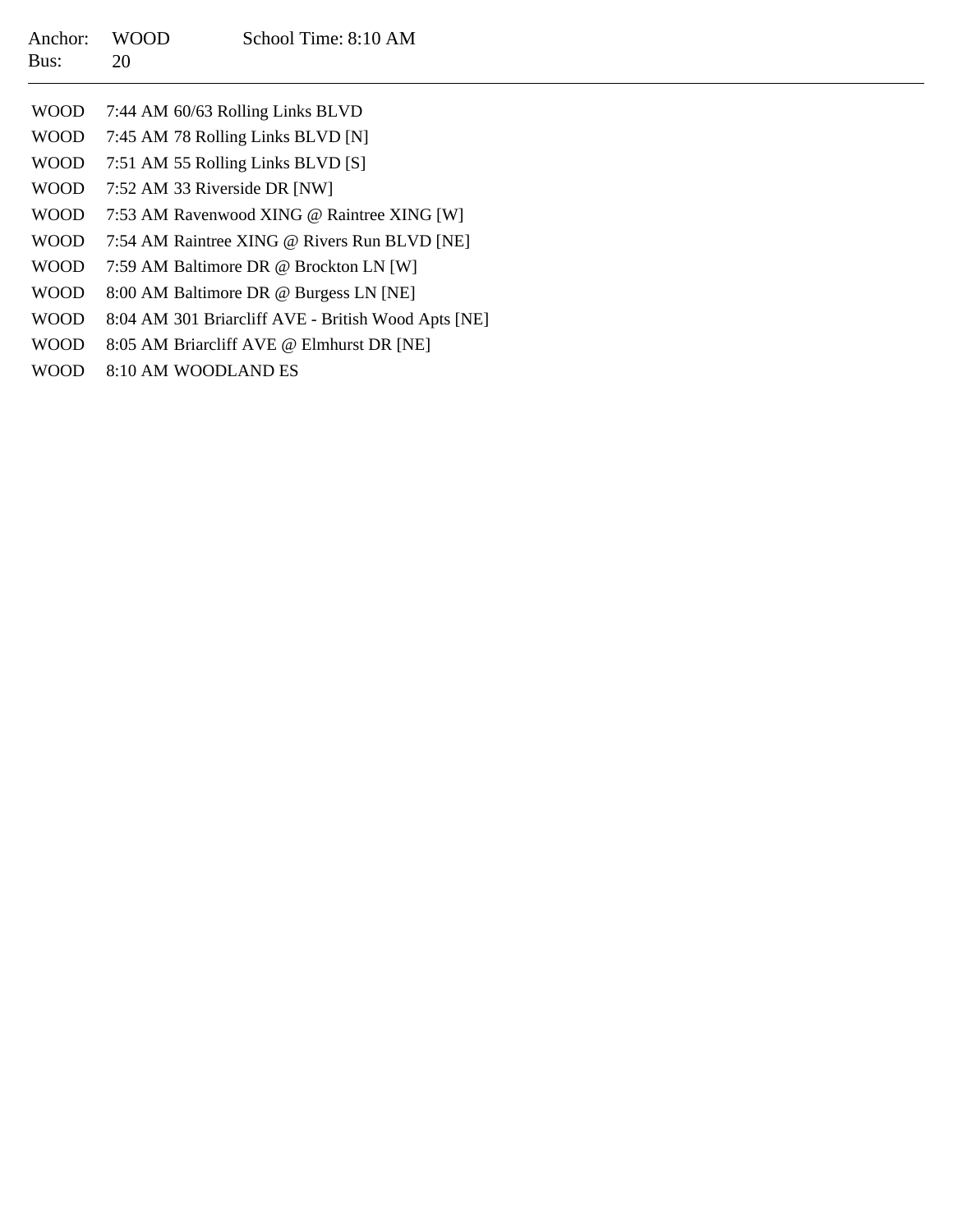Anchor: WOOD    School Time: 8:10 AM
Bus: 20

---

| | |
|---|---|
| WOOD | 7:44 AM 60/63 Rolling Links BLVD |
| WOOD | 7:45 AM 78 Rolling Links BLVD [N] |
| WOOD | 7:51 AM 55 Rolling Links BLVD [S] |
| WOOD | 7:52 AM 33 Riverside DR [NW] |
| WOOD | 7:53 AM Ravenwood XING @ Raintree XING [W] |
| WOOD | 7:54 AM Raintree XING @ Rivers Run BLVD [NE] |
| WOOD | 7:59 AM Baltimore DR @ Brockton LN [W] |
| WOOD | 8:00 AM Baltimore DR @ Burgess LN [NE] |
| WOOD | 8:04 AM 301 Briarcliff AVE - British Wood Apts [NE] |
| WOOD | 8:05 AM Briarcliff AVE @ Elmhurst DR [NE] |
| WOOD | 8:10 AM WOODLAND ES |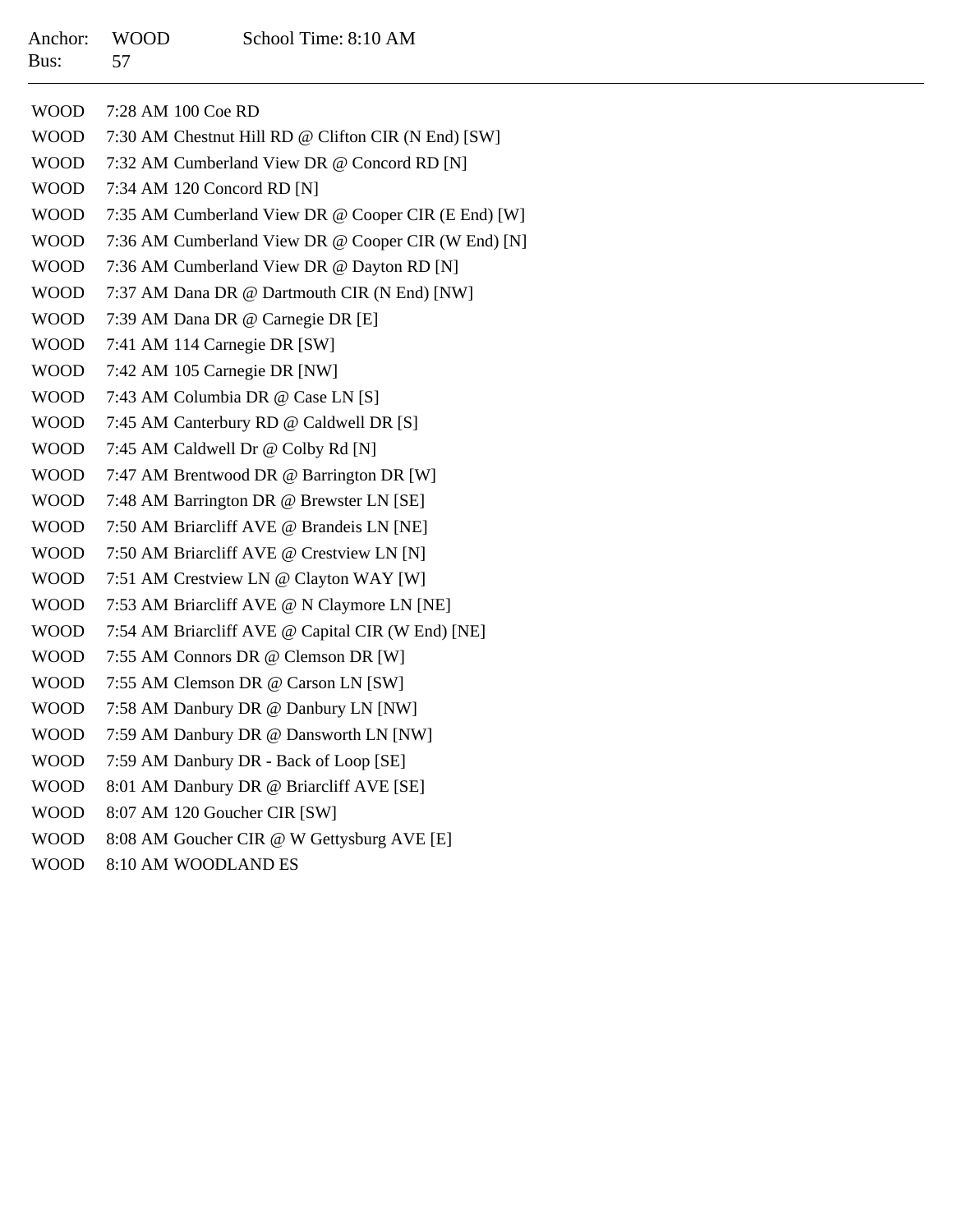Anchor: WOOD School Time: 8:10 AM
Bus: 57

---

| | |
|---|---|
| WOOD | 7:28 AM 100 Coe RD |
| WOOD | 7:30 AM Chestnut Hill RD @ Clifton CIR (N End) [SW] |
| WOOD | 7:32 AM Cumberland View DR @ Concord RD [N] |
| WOOD | 7:34 AM 120 Concord RD [N] |
| WOOD | 7:35 AM Cumberland View DR @ Cooper CIR (E End) [W] |
| WOOD | 7:36 AM Cumberland View DR @ Cooper CIR (W End) [N] |
| WOOD | 7:36 AM Cumberland View DR @ Dayton RD [N] |
| WOOD | 7:37 AM Dana DR @ Dartmouth CIR (N End) [NW] |
| WOOD | 7:39 AM Dana DR @ Carnegie DR [E] |
| WOOD | 7:41 AM 114 Carnegie DR [SW] |
| WOOD | 7:42 AM 105 Carnegie DR [NW] |
| WOOD | 7:43 AM Columbia DR @ Case LN [S] |
| WOOD | 7:45 AM Canterbury RD @ Caldwell DR [S] |
| WOOD | 7:45 AM Caldwell Dr @ Colby Rd [N] |
| WOOD | 7:47 AM Brentwood DR @ Barrington DR [W] |
| WOOD | 7:48 AM Barrington DR @ Brewster LN [SE] |
| WOOD | 7:50 AM Briarcliff AVE @ Brandeis LN [NE] |
| WOOD | 7:50 AM Briarcliff AVE @ Crestview LN [N] |
| WOOD | 7:51 AM Crestview LN @ Clayton WAY [W] |
| WOOD | 7:53 AM Briarcliff AVE @ N Claymore LN [NE] |
| WOOD | 7:54 AM Briarcliff AVE @ Capital CIR (W End) [NE] |
| WOOD | 7:55 AM Connors DR @ Clemson DR [W] |
| WOOD | 7:55 AM Clemson DR @ Carson LN [SW] |
| WOOD | 7:58 AM Danbury DR @ Danbury LN [NW] |
| WOOD | 7:59 AM Danbury DR @ Dansworth LN [NW] |
| WOOD | 7:59 AM Danbury DR - Back of Loop [SE] |
| WOOD | 8:01 AM Danbury DR @ Briarcliff AVE [SE] |
| WOOD | 8:07 AM 120 Goucher CIR [SW] |
| WOOD | 8:08 AM Goucher CIR @ W Gettysburg AVE [E] |
| WOOD | 8:10 AM WOODLAND ES |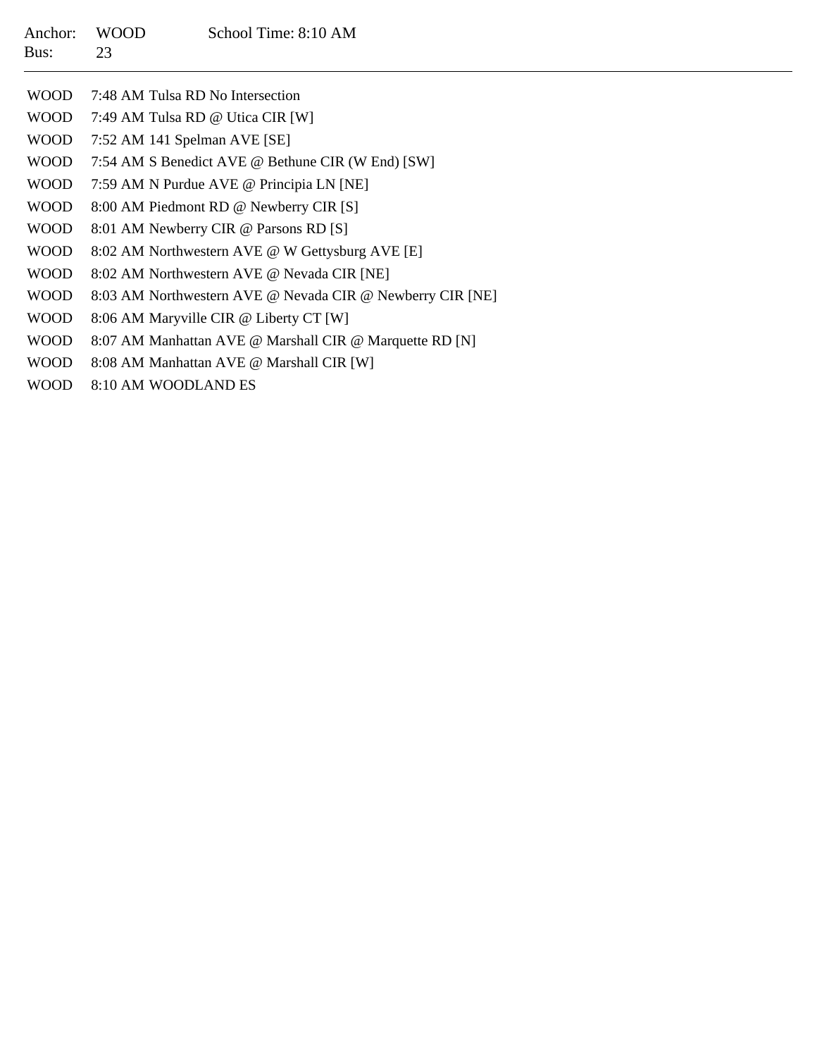Anchor: WOOD School Time: 8:10 AM
Bus: 23

---

| | | |
|---|---|---|
| WOOD | 7:48 AM | Tulsa RD No Intersection |
| WOOD | 7:49 AM | Tulsa RD @ Utica CIR [W] |
| WOOD | 7:52 AM | 141 Spelman AVE [SE] |
| WOOD | 7:54 AM | S Benedict AVE @ Bethune CIR (W End) [SW] |
| WOOD | 7:59 AM | N Purdue AVE @ Principia LN [NE] |
| WOOD | 8:00 AM | Piedmont RD @ Newberry CIR [S] |
| WOOD | 8:01 AM | Newberry CIR @ Parsons RD [S] |
| WOOD | 8:02 AM | Northwestern AVE @ W Gettysburg AVE [E] |
| WOOD | 8:02 AM | Northwestern AVE @ Nevada CIR [NE] |
| WOOD | 8:03 AM | Northwestern AVE @ Nevada CIR @ Newberry CIR [NE] |
| WOOD | 8:06 AM | Maryville CIR @ Liberty CT [W] |
| WOOD | 8:07 AM | Manhattan AVE @ Marshall CIR @ Marquette RD [N] |
| WOOD | 8:08 AM | Manhattan AVE @ Marshall CIR [W] |
| WOOD | 8:10 AM | WOODLAND ES |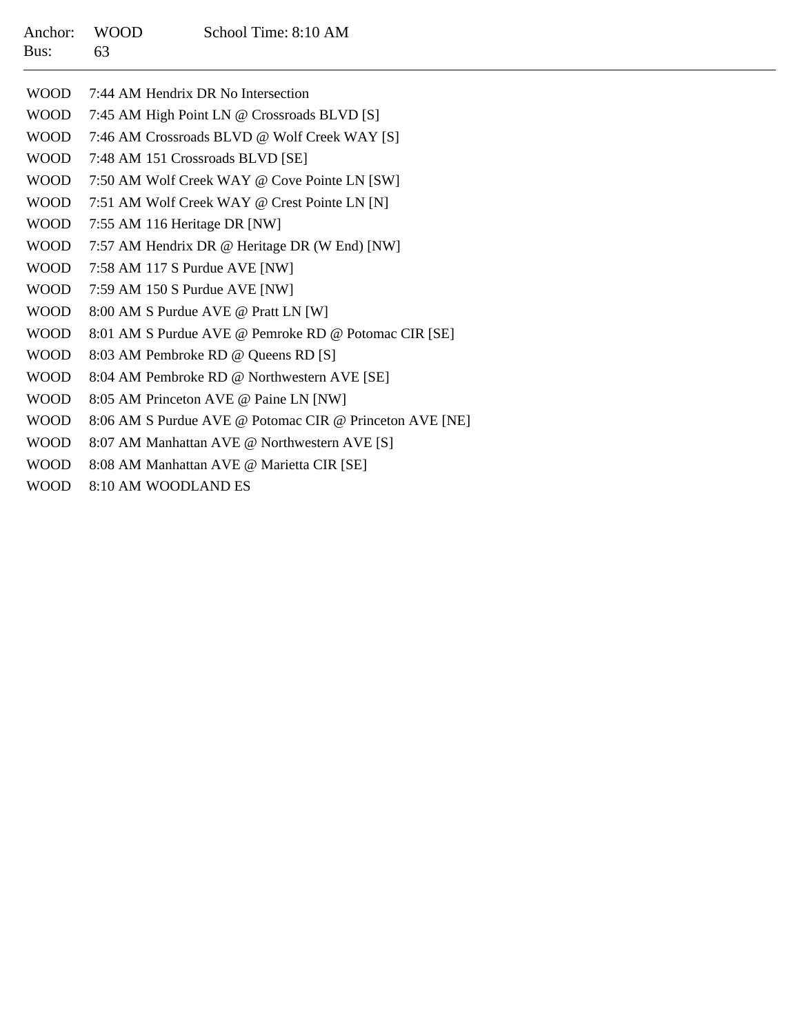Anchor: WOOD School Time: 8:10 AM
Bus: 63

---

| | |
|---|---|
| WOOD | 7:44 AM Hendrix DR No Intersection |
| WOOD | 7:45 AM High Point LN @ Crossroads BLVD [S] |
| WOOD | 7:46 AM Crossroads BLVD @ Wolf Creek WAY [S] |
| WOOD | 7:48 AM 151 Crossroads BLVD [SE] |
| WOOD | 7:50 AM Wolf Creek WAY @ Cove Pointe LN [SW] |
| WOOD | 7:51 AM Wolf Creek WAY @ Crest Pointe LN [N] |
| WOOD | 7:55 AM 116 Heritage DR [NW] |
| WOOD | 7:57 AM Hendrix DR @ Heritage DR (W End) [NW] |
| WOOD | 7:58 AM 117 S Purdue AVE [NW] |
| WOOD | 7:59 AM 150 S Purdue AVE [NW] |
| WOOD | 8:00 AM S Purdue AVE @ Pratt LN [W] |
| WOOD | 8:01 AM S Purdue AVE @ Pemroke RD @ Potomac CIR [SE] |
| WOOD | 8:03 AM Pembroke RD @ Queens RD [S] |
| WOOD | 8:04 AM Pembroke RD @ Northwestern AVE [SE] |
| WOOD | 8:05 AM Princeton AVE @ Paine LN [NW] |
| WOOD | 8:06 AM S Purdue AVE @ Potomac CIR @ Princeton AVE [NE] |
| WOOD | 8:07 AM Manhattan AVE @ Northwestern AVE [S] |
| WOOD | 8:08 AM Manhattan AVE @ Marietta CIR [SE] |
| WOOD | 8:10 AM WOODLAND ES |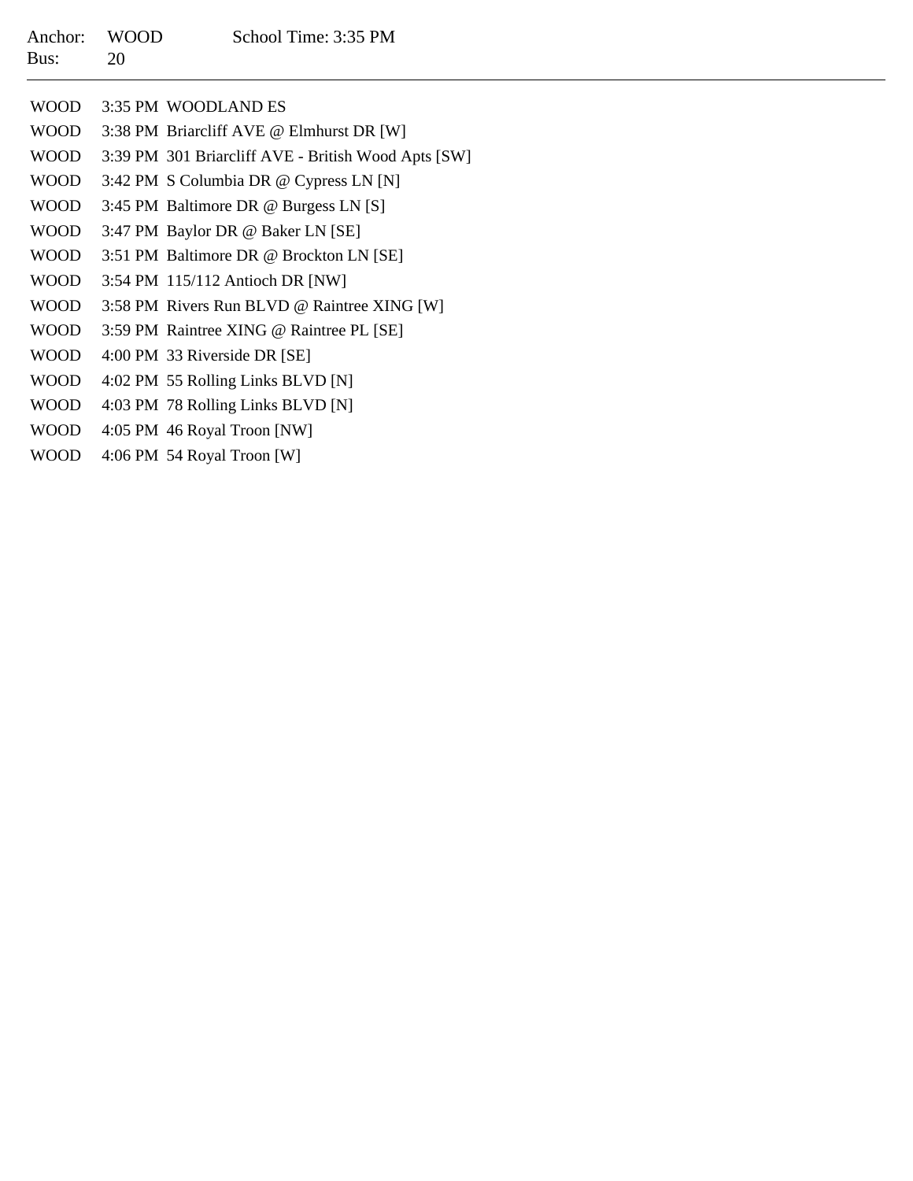Anchor: WOOD School Time: 3:35 PM
Bus: 20

---

| | | |
|---|---|---|
| WOOD | 3:35 PM | WOODLAND ES |
| WOOD | 3:38 PM | Briarcliff AVE @ Elmhurst DR [W] |
| WOOD | 3:39 PM | 301 Briarcliff AVE - British Wood Apts [SW] |
| WOOD | 3:42 PM | S Columbia DR @ Cypress LN [N] |
| WOOD | 3:45 PM | Baltimore DR @ Burgess LN [S] |
| WOOD | 3:47 PM | Baylor DR @ Baker LN [SE] |
| WOOD | 3:51 PM | Baltimore DR @ Brockton LN [SE] |
| WOOD | 3:54 PM | 115/112 Antioch DR [NW] |
| WOOD | 3:58 PM | Rivers Run BLVD @ Raintree XING [W] |
| WOOD | 3:59 PM | Raintree XING @ Raintree PL [SE] |
| WOOD | 4:00 PM | 33 Riverside DR [SE] |
| WOOD | 4:02 PM | 55 Rolling Links BLVD [N] |
| WOOD | 4:03 PM | 78 Rolling Links BLVD [N] |
| WOOD | 4:05 PM | 46 Royal Troon [NW] |
| WOOD | 4:06 PM | 54 Royal Troon [W] |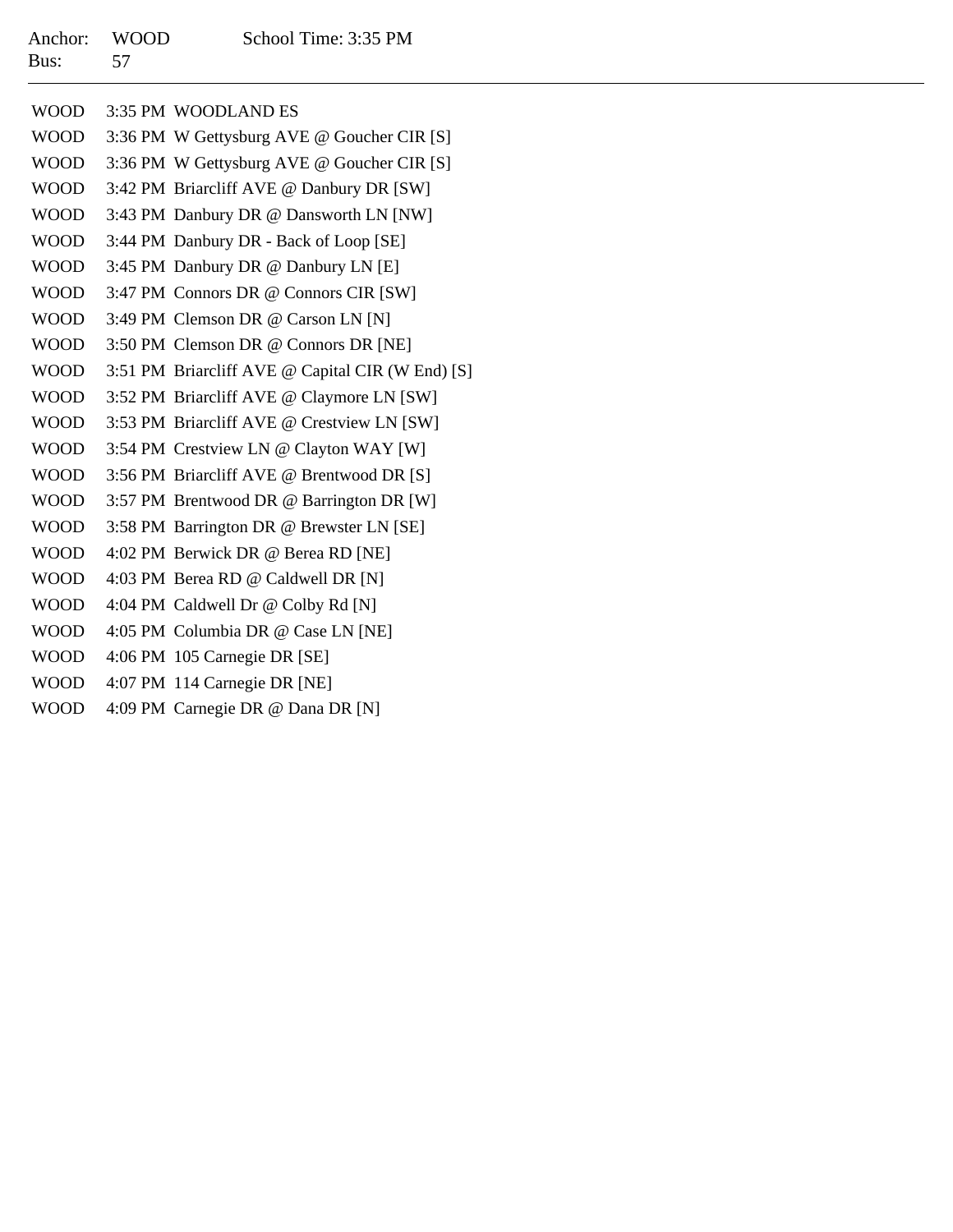Anchor: WOOD School Time: 3:35 PM
Bus: 57

---

| | | |
|---|---|---|
| WOOD | 3:35 PM | WOODLAND ES |
| WOOD | 3:36 PM | W Gettysburg AVE @ Goucher CIR [S] |
| WOOD | 3:36 PM | W Gettysburg AVE @ Goucher CIR [S] |
| WOOD | 3:42 PM | Briarcliff AVE @ Danbury DR [SW] |
| WOOD | 3:43 PM | Danbury DR @ Dansworth LN [NW] |
| WOOD | 3:44 PM | Danbury DR - Back of Loop [SE] |
| WOOD | 3:45 PM | Danbury DR @ Danbury LN [E] |
| WOOD | 3:47 PM | Connors DR @ Connors CIR [SW] |
| WOOD | 3:49 PM | Clemson DR @ Carson LN [N] |
| WOOD | 3:50 PM | Clemson DR @ Connors DR [NE] |
| WOOD | 3:51 PM | Briarcliff AVE @ Capital CIR (W End) [S] |
| WOOD | 3:52 PM | Briarcliff AVE @ Claymore LN [SW] |
| WOOD | 3:53 PM | Briarcliff AVE @ Crestview LN [SW] |
| WOOD | 3:54 PM | Crestview LN @ Clayton WAY [W] |
| WOOD | 3:56 PM | Briarcliff AVE @ Brentwood DR [S] |
| WOOD | 3:57 PM | Brentwood DR @ Barrington DR [W] |
| WOOD | 3:58 PM | Barrington DR @ Brewster LN [SE] |
| WOOD | 4:02 PM | Berwick DR @ Berea RD [NE] |
| WOOD | 4:03 PM | Berea RD @ Caldwell DR [N] |
| WOOD | 4:04 PM | Caldwell Dr @ Colby Rd [N] |
| WOOD | 4:05 PM | Columbia DR @ Case LN [NE] |
| WOOD | 4:06 PM | 105 Carnegie DR [SE] |
| WOOD | 4:07 PM | 114 Carnegie DR [NE] |
| WOOD | 4:09 PM | Carnegie DR @ Dana DR [N] |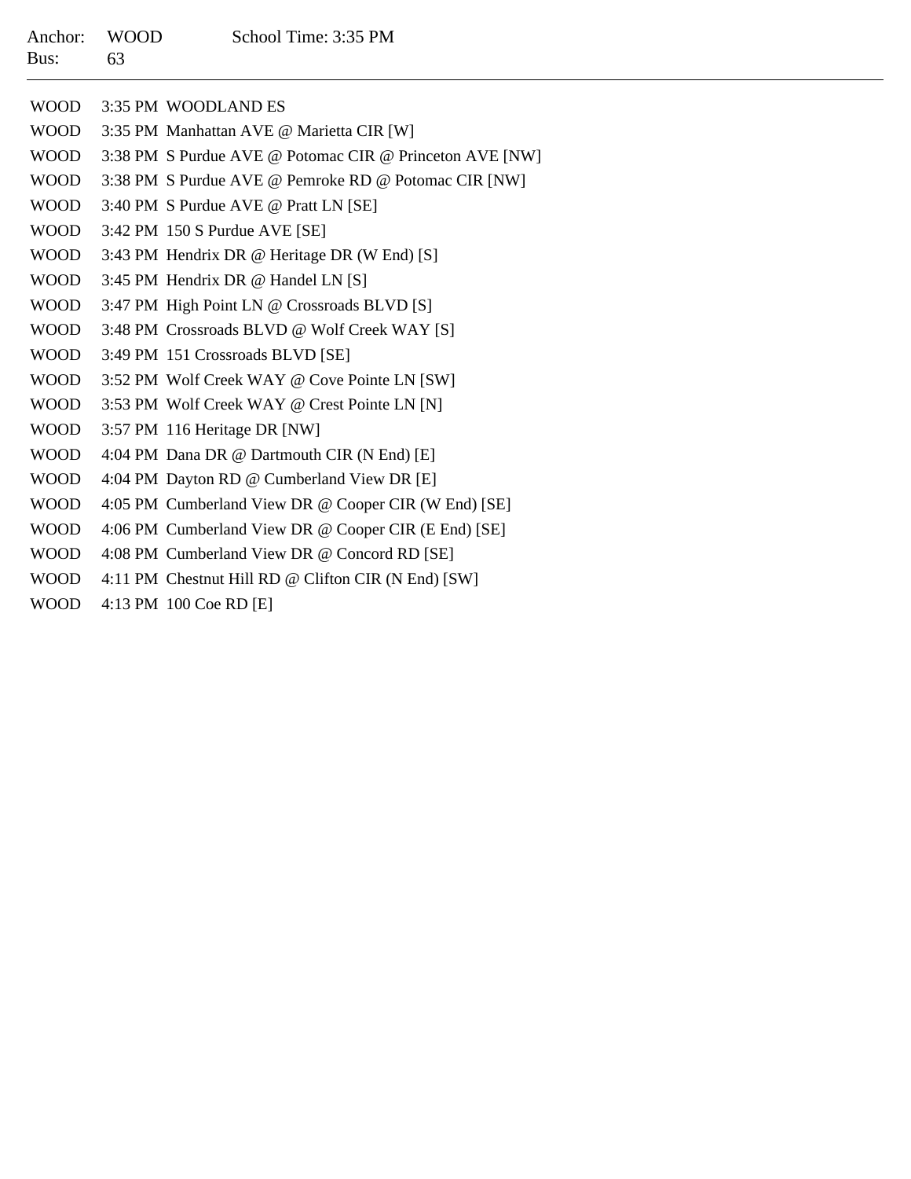Anchor: WOOD School Time: 3:35 PM
Bus: 63

---

| | | |
|---|---|---|
| WOOD | 3:35 PM | WOODLAND ES |
| WOOD | 3:35 PM | Manhattan AVE @ Marietta CIR [W] |
| WOOD | 3:38 PM | S Purdue AVE @ Potomac CIR @ Princeton AVE [NW] |
| WOOD | 3:38 PM | S Purdue AVE @ Pemroke RD @ Potomac CIR [NW] |
| WOOD | 3:40 PM | S Purdue AVE @ Pratt LN [SE] |
| WOOD | 3:42 PM | 150 S Purdue AVE [SE] |
| WOOD | 3:43 PM | Hendrix DR @ Heritage DR (W End) [S] |
| WOOD | 3:45 PM | Hendrix DR @ Handel LN [S] |
| WOOD | 3:47 PM | High Point LN @ Crossroads BLVD [S] |
| WOOD | 3:48 PM | Crossroads BLVD @ Wolf Creek WAY [S] |
| WOOD | 3:49 PM | 151 Crossroads BLVD [SE] |
| WOOD | 3:52 PM | Wolf Creek WAY @ Cove Pointe LN [SW] |
| WOOD | 3:53 PM | Wolf Creek WAY @ Crest Pointe LN [N] |
| WOOD | 3:57 PM | 116 Heritage DR [NW] |
| WOOD | 4:04 PM | Dana DR @ Dartmouth CIR (N End) [E] |
| WOOD | 4:04 PM | Dayton RD @ Cumberland View DR [E] |
| WOOD | 4:05 PM | Cumberland View DR @ Cooper CIR (W End) [SE] |
| WOOD | 4:06 PM | Cumberland View DR @ Cooper CIR (E End) [SE] |
| WOOD | 4:08 PM | Cumberland View DR @ Concord RD [SE] |
| WOOD | 4:11 PM | Chestnut Hill RD @ Clifton CIR (N End) [SW] |
| WOOD | 4:13 PM | 100 Coe RD [E] |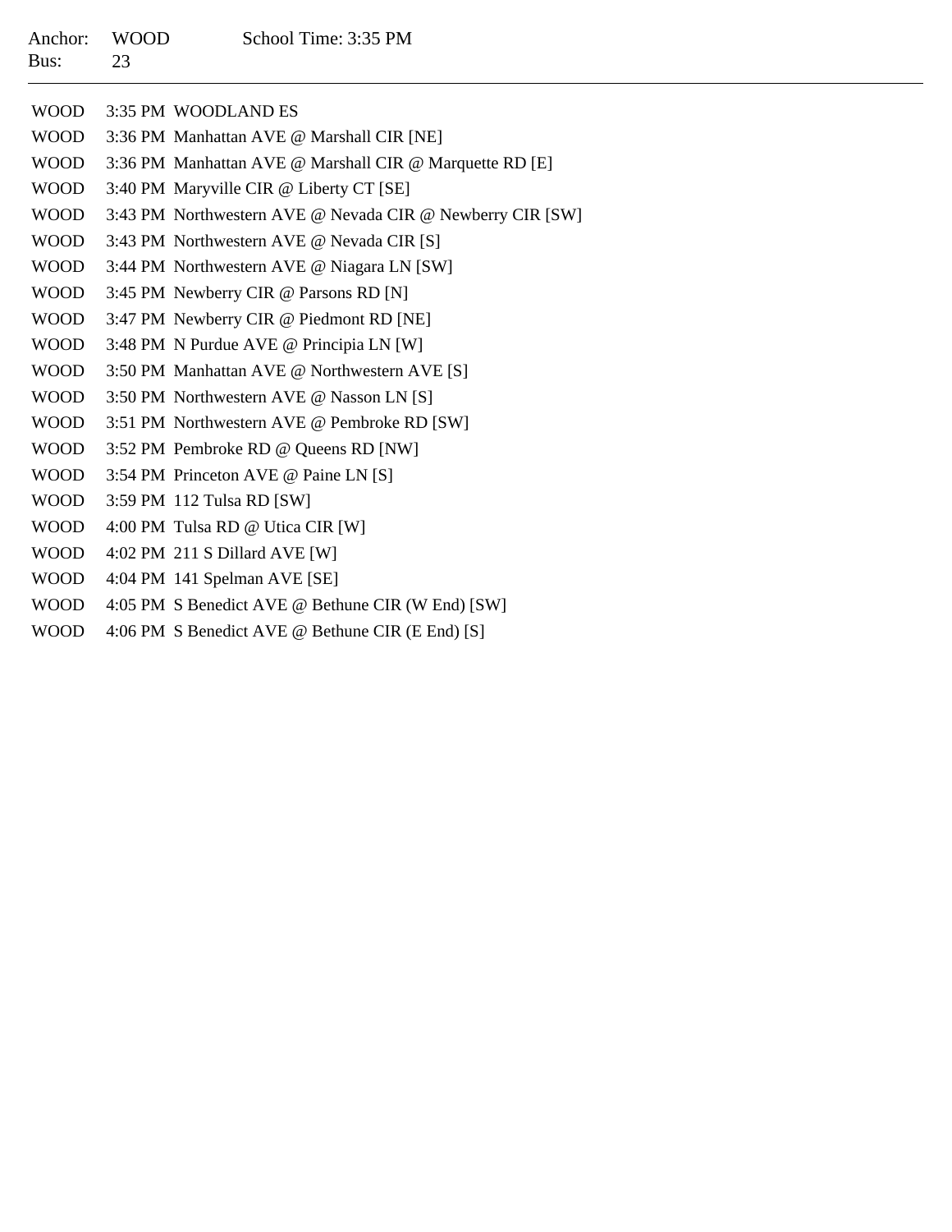Anchor: WOOD School Time: 3:35 PM
Bus: 23

| | | |
|---|---|---|
| WOOD | 3:35 PM | WOODLAND ES |
| WOOD | 3:36 PM | Manhattan AVE @ Marshall CIR [NE] |
| WOOD | 3:36 PM | Manhattan AVE @ Marshall CIR @ Marquette RD [E] |
| WOOD | 3:40 PM | Maryville CIR @ Liberty CT [SE] |
| WOOD | 3:43 PM | Northwestern AVE @ Nevada CIR @ Newberry CIR [SW] |
| WOOD | 3:43 PM | Northwestern AVE @ Nevada CIR [S] |
| WOOD | 3:44 PM | Northwestern AVE @ Niagara LN [SW] |
| WOOD | 3:45 PM | Newberry CIR @ Parsons RD [N] |
| WOOD | 3:47 PM | Newberry CIR @ Piedmont RD [NE] |
| WOOD | 3:48 PM | N Purdue AVE @ Principia LN [W] |
| WOOD | 3:50 PM | Manhattan AVE @ Northwestern AVE [S] |
| WOOD | 3:50 PM | Northwestern AVE @ Nasson LN [S] |
| WOOD | 3:51 PM | Northwestern AVE @ Pembroke RD [SW] |
| WOOD | 3:52 PM | Pembroke RD @ Queens RD [NW] |
| WOOD | 3:54 PM | Princeton AVE @ Paine LN [S] |
| WOOD | 3:59 PM | 112 Tulsa RD [SW] |
| WOOD | 4:00 PM | Tulsa RD @ Utica CIR [W] |
| WOOD | 4:02 PM | 211 S Dillard AVE [W] |
| WOOD | 4:04 PM | 141 Spelman AVE [SE] |
| WOOD | 4:05 PM | S Benedict AVE @ Bethune CIR (W End) [SW] |
| WOOD | 4:06 PM | S Benedict AVE @ Bethune CIR (E End) [S] |